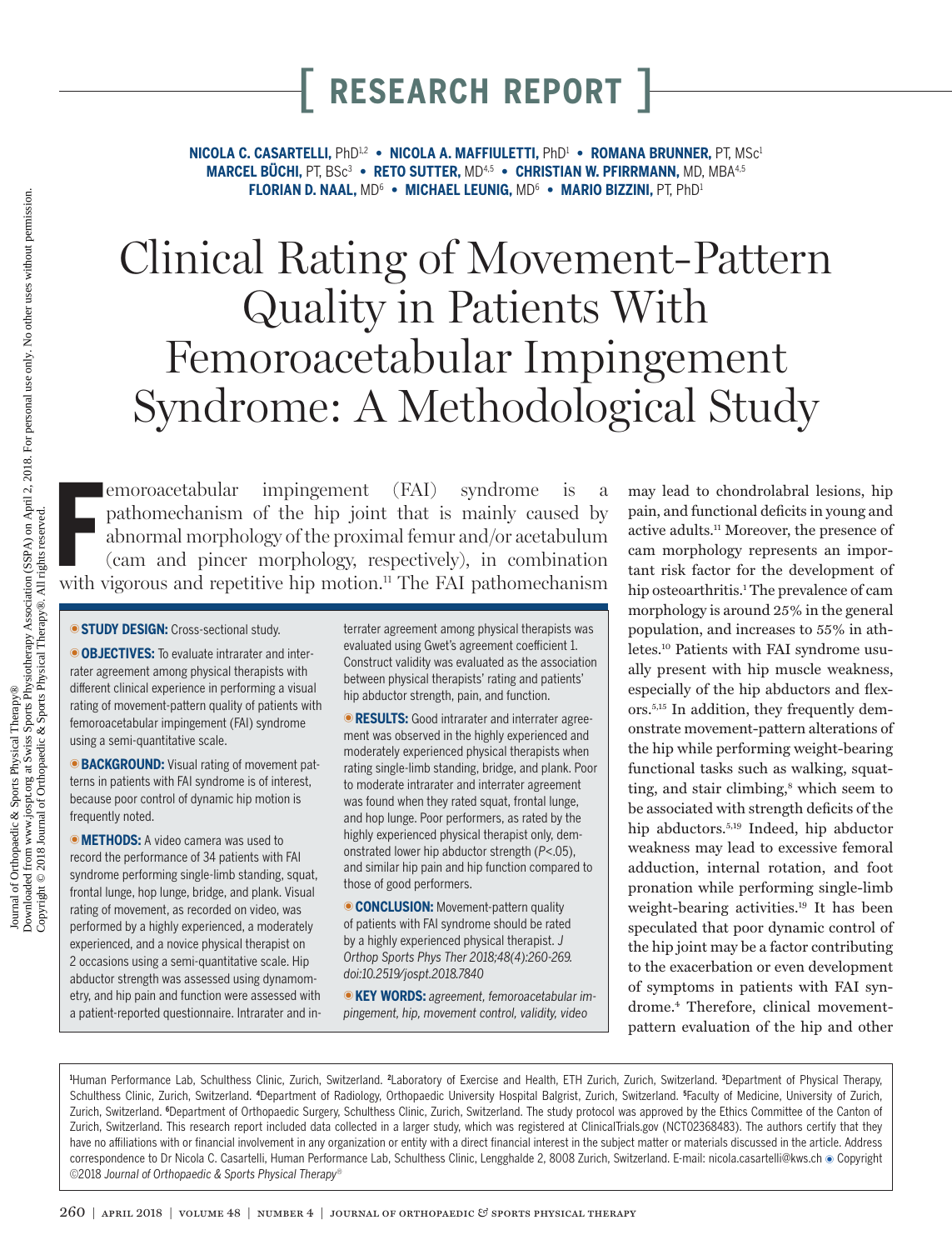RESEARCH REPORT

**NICOLA C. CASARTELLI,** PhD[1,2] • **NICOLA A. MAFFIULETTI,** PhD[1] • **ROMANA BRUNNER,** PT, MSc[1]
**MARCEL BÜCHI,** PT, BSc[3] • **RETO SUTTER,** MD[4,5] • **CHRISTIAN W. PFIRRMANN,** MD, MBA[4,5]
**FLORIAN D. NAAL,** MD[6] • **MICHAEL LEUNIG,** MD[6] • **MARIO BIZZINI,** PT, PhD[1]

# Clinical Rating of Movement-Pattern Quality in Patients With Femoroacetabular Impingement Syndrome: A Methodological Study

Femoroacetabular impingement (FAI) syndrome is a pathomechanism of the hip joint that is mainly caused by abnormal morphology of the proximal femur and/or acetabulum (cam and pincer morphology, respectively), in combination with vigorous and repetitive hip motion.[11] The FAI pathomechanism may lead to chondrolabral lesions, hip pain, and functional deficits in young and active adults.[11] Moreover, the presence of cam morphology represents an important risk factor for the development of hip osteoarthritis.[1] The prevalence of cam morphology is around 25% in the general population, and increases to 55% in athletes.[10] Patients with FAI syndrome usually present with hip muscle weakness, especially of the hip abductors and flexors.[5,15] In addition, they frequently demonstrate movement-pattern alterations of the hip while performing weight-bearing functional tasks such as walking, squatting, and stair climbing,[8] which seem to be associated with strength deficits of the hip abductors.[5,19] Indeed, hip abductor weakness may lead to excessive femoral adduction, internal rotation, and foot pronation while performing single-limb weight-bearing activities.[19] It has been speculated that poor dynamic control of the hip joint may be a factor contributing to the exacerbation or even development of symptoms in patients with FAI syndrome.[4] Therefore, clinical movement-pattern evaluation of the hip and other

**STUDY DESIGN:** Cross-sectional study.

**OBJECTIVES:** To evaluate intrarater and interrater agreement among physical therapists with different clinical experience in performing a visual rating of movement-pattern quality of patients with femoroacetabular impingement (FAI) syndrome using a semi-quantitative scale.

**BACKGROUND:** Visual rating of movement patterns in patients with FAI syndrome is of interest, because poor control of dynamic hip motion is frequently noted.

**METHODS:** A video camera was used to record the performance of 34 patients with FAI syndrome performing single-limb standing, squat, frontal lunge, hop lunge, bridge, and plank. Visual rating of movement, as recorded on video, was performed by a highly experienced, a moderately experienced, and a novice physical therapist on 2 occasions using a semi-quantitative scale. Hip abductor strength was assessed using dynamometry, and hip pain and function were assessed with a patient-reported questionnaire. Intrarater and interrater agreement among physical therapists was evaluated using Gwet's agreement coefficient 1. Construct validity was evaluated as the association between physical therapists' rating and patients' hip abductor strength, pain, and function.

**RESULTS:** Good intrarater and interrater agreement was observed in the highly experienced and moderately experienced physical therapists when rating single-limb standing, bridge, and plank. Poor to moderate intrarater and interrater agreement was found when they rated squat, frontal lunge, and hop lunge. Poor performers, as rated by the highly experienced physical therapist only, demonstrated lower hip abductor strength ($P<.05$), and similar hip pain and hip function compared to those of good performers.

**CONCLUSION:** Movement-pattern quality of patients with FAI syndrome should be rated by a highly experienced physical therapist. *J Orthop Sports Phys Ther 2018;48(4):260-269. doi:10.2519/jospt.2018.7840*

**KEY WORDS:** *agreement, femoroacetabular impingement, hip, movement control, validity, video*

[1]Human Performance Lab, Schulthess Clinic, Zurich, Switzerland. [2]Laboratory of Exercise and Health, ETH Zurich, Zurich, Switzerland. [3]Department of Physical Therapy, Schulthess Clinic, Zurich, Switzerland. [4]Department of Radiology, Orthopaedic University Hospital Balgrist, Zurich, Switzerland. [5]Faculty of Medicine, University of Zurich, Zurich, Switzerland. [6]Department of Orthopaedic Surgery, Schulthess Clinic, Zurich, Switzerland. The study protocol was approved by the Ethics Committee of the Canton of Zurich, Switzerland. This research report included data collected in a larger study, which was registered at ClinicalTrials.gov (NCT02368483). The authors certify that they have no affiliations with or financial involvement in any organization or entity with a direct financial interest in the subject matter or materials discussed in the article. Address correspondence to Dr Nicola C. Casartelli, Human Performance Lab, Schulthess Clinic, Lengghalde 2, 8008 Zurich, Switzerland. E-mail: nicola.casartelli@kws.ch • Copyright ©2018 *Journal of Orthopaedic & Sports Physical Therapy®*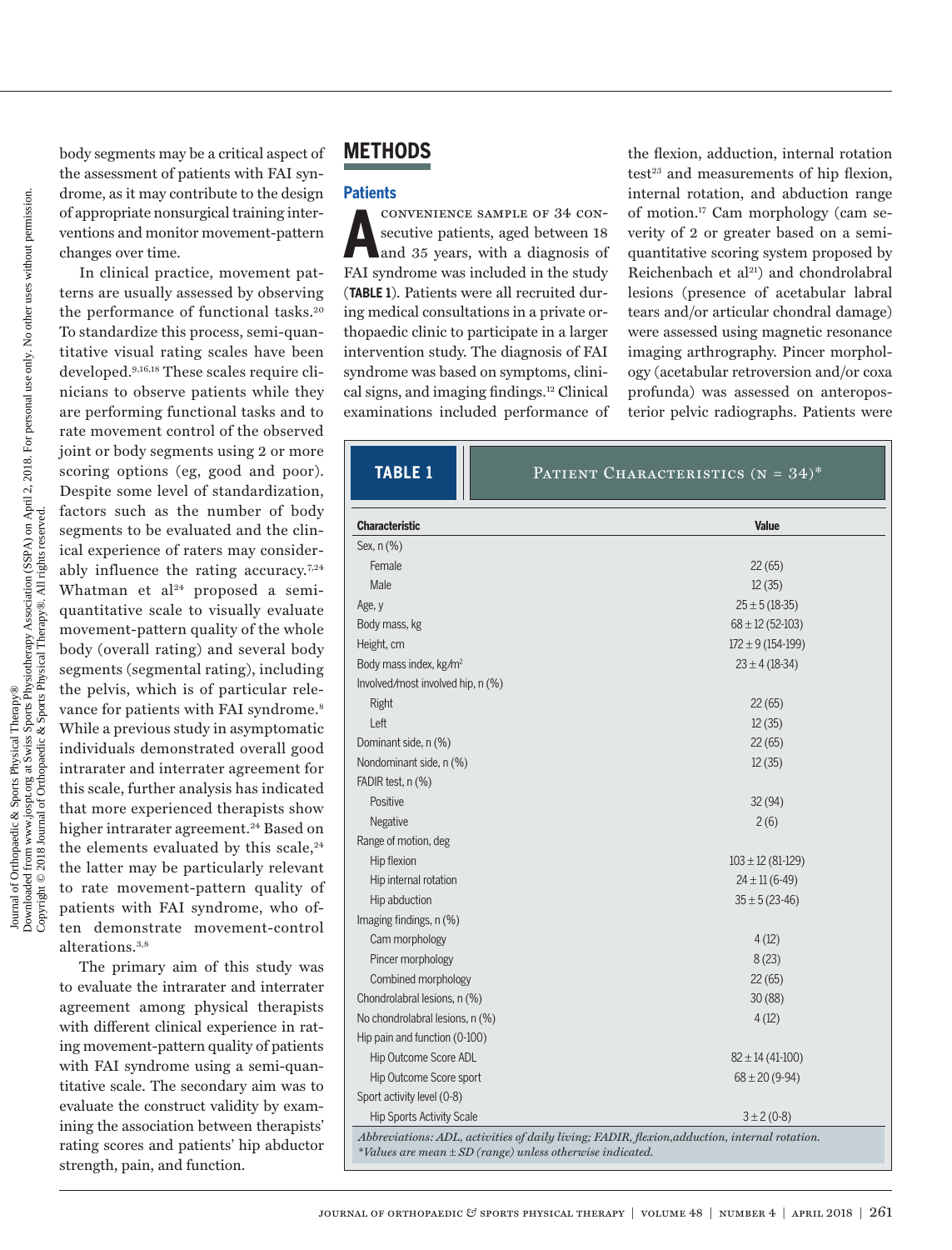body segments may be a critical aspect of the assessment of patients with FAI syndrome, as it may contribute to the design of appropriate nonsurgical training interventions and monitor movement-pattern changes over time.

In clinical practice, movement patterns are usually assessed by observing the performance of functional tasks.[20] To standardize this process, semi-quantitative visual rating scales have been developed.[9,16,18] These scales require clinicians to observe patients while they are performing functional tasks and to rate movement control of the observed joint or body segments using 2 or more scoring options (eg, good and poor). Despite some level of standardization, factors such as the number of body segments to be evaluated and the clinical experience of raters may considerably influence the rating accuracy.[7,24] Whatman et al[24] proposed a semi-quantitative scale to visually evaluate movement-pattern quality of the whole body (overall rating) and several body segments (segmental rating), including the pelvis, which is of particular relevance for patients with FAI syndrome.[8] While a previous study in asymptomatic individuals demonstrated overall good intrarater and interrater agreement for this scale, further analysis has indicated that more experienced therapists show higher intrarater agreement.[24] Based on the elements evaluated by this scale,[24] the latter may be particularly relevant to rate movement-pattern quality of patients with FAI syndrome, who often demonstrate movement-control alterations.[3,8]

The primary aim of this study was to evaluate the intrarater and interrater agreement among physical therapists with different clinical experience in rating movement-pattern quality of patients with FAI syndrome using a semi-quantitative scale. The secondary aim was to evaluate the construct validity by examining the association between therapists' rating scores and patients' hip abductor strength, pain, and function.

# METHODS

## Patients

A convenience sample of 34 consecutive patients, aged between 18 and 35 years, with a diagnosis of FAI syndrome was included in the study (**TABLE 1**). Patients were all recruited during medical consultations in a private orthopaedic clinic to participate in a larger intervention study. The diagnosis of FAI syndrome was based on symptoms, clinical signs, and imaging findings.[12] Clinical examinations included performance of the flexion, adduction, internal rotation test[23] and measurements of hip flexion, internal rotation, and abduction range of motion.[17] Cam morphology (cam severity of 2 or greater based on a semi-quantitative scoring system proposed by Reichenbach et al[21]) and chondrolabral lesions (presence of acetabular labral tears and/or articular chondral damage) were assessed using magnetic resonance imaging arthrography. Pincer morphology (acetabular retroversion and/or coxa profunda) was assessed on anteroposterior pelvic radiographs. Patients were

**TABLE 1** Patient Characteristics (n = 34)*

| Characteristic | Value |
|---|---|
| Sex, n (%) | |
| Female | 22 (65) |
| Male | 12 (35) |
| Age, y | 25 ± 5 (18-35) |
| Body mass, kg | 68 ± 12 (52-103) |
| Height, cm | 172 ± 9 (154-199) |
| Body mass index, kg/m$^2$ | 23 ± 4 (18-34) |
| Involved/most involved hip, n (%) | |
| Right | 22 (65) |
| Left | 12 (35) |
| Dominant side, n (%) | 22 (65) |
| Nondominant side, n (%) | 12 (35) |
| FADIR test, n (%) | |
| Positive | 32 (94) |
| Negative | 2 (6) |
| Range of motion, deg | |
| Hip flexion | 103 ± 12 (81-129) |
| Hip internal rotation | 24 ± 11 (6-49) |
| Hip abduction | 35 ± 5 (23-46) |
| Imaging findings, n (%) | |
| Cam morphology | 4 (12) |
| Pincer morphology | 8 (23) |
| Combined morphology | 22 (65) |
| Chondrolabral lesions, n (%) | 30 (88) |
| No chondrolabral lesions, n (%) | 4 (12) |
| Hip pain and function (0-100) | |
| Hip Outcome Score ADL | 82 ± 14 (41-100) |
| Hip Outcome Score sport | 68 ± 20 (9-94) |
| Sport activity level (0-8) | |
| Hip Sports Activity Scale | 3 ± 2 (0-8) |

*Abbreviations: ADL, activities of daily living; FADIR, flexion,adduction, internal rotation.*
*Values are mean ± SD (range) unless otherwise indicated.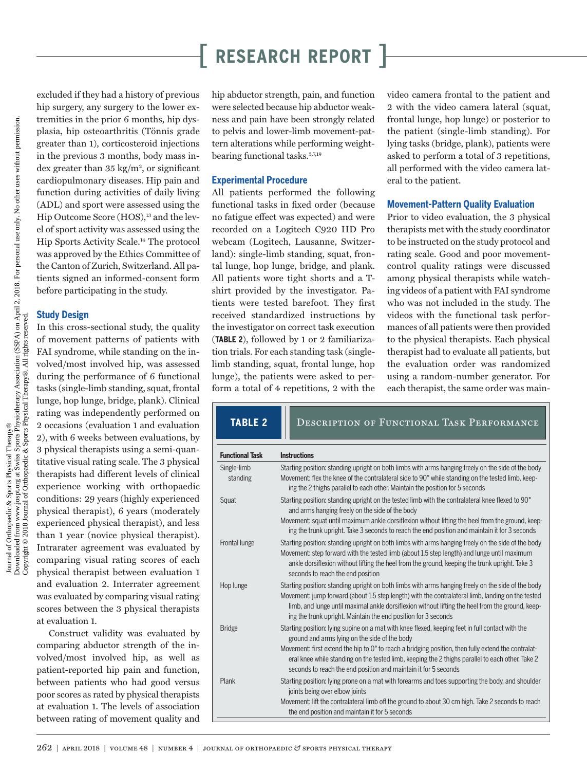excluded if they had a history of previous hip surgery, any surgery to the lower extremities in the prior 6 months, hip dysplasia, hip osteoarthritis (Tönnis grade greater than 1), corticosteroid injections in the previous 3 months, body mass index greater than 35 kg/m$^2$, or significant cardiopulmonary diseases. Hip pain and function during activities of daily living (ADL) and sport were assessed using the Hip Outcome Score (HOS),[13] and the level of sport activity was assessed using the Hip Sports Activity Scale.[14] The protocol was approved by the Ethics Committee of the Canton of Zurich, Switzerland. All patients signed an informed-consent form before participating in the study.

### Study Design

In this cross-sectional study, the quality of movement patterns of patients with FAI syndrome, while standing on the involved/most involved hip, was assessed during the performance of 6 functional tasks (single-limb standing, squat, frontal lunge, hop lunge, bridge, plank). Clinical rating was independently performed on 2 occasions (evaluation 1 and evaluation 2), with 6 weeks between evaluations, by 3 physical therapists using a semi-quantitative visual rating scale. The 3 physical therapists had different levels of clinical experience working with orthopaedic conditions: 29 years (highly experienced physical therapist), 6 years (moderately experienced physical therapist), and less than 1 year (novice physical therapist). Intrarater agreement was evaluated by comparing visual rating scores of each physical therapist between evaluation 1 and evaluation 2. Interrater agreement was evaluated by comparing visual rating scores between the 3 physical therapists at evaluation 1.

Construct validity was evaluated by comparing abductor strength of the involved/most involved hip, as well as patient-reported hip pain and function, between patients who had good versus poor scores as rated by physical therapists at evaluation 1. The levels of association between rating of movement quality and hip abductor strength, pain, and function were selected because hip abductor weakness and pain have been strongly related to pelvis and lower-limb movement-pattern alterations while performing weight-bearing functional tasks.[3,7,19]

### Experimental Procedure

All patients performed the following functional tasks in fixed order (because no fatigue effect was expected) and were recorded on a Logitech C920 HD Pro webcam (Logitech, Lausanne, Switzerland): single-limb standing, squat, frontal lunge, hop lunge, bridge, and plank. All patients wore tight shorts and a T-shirt provided by the investigator. Patients were tested barefoot. They first received standardized instructions by the investigator on correct task execution (**TABLE 2**), followed by 1 or 2 familiarization trials. For each standing task (single-limb standing, squat, frontal lunge, hop lunge), the patients were asked to perform a total of 4 repetitions, 2 with the video camera frontal to the patient and 2 with the video camera lateral (squat, frontal lunge, hop lunge) or posterior to the patient (single-limb standing). For lying tasks (bridge, plank), patients were asked to perform a total of 3 repetitions, all performed with the video camera lateral to the patient.

### Movement-Pattern Quality Evaluation

Prior to video evaluation, the 3 physical therapists met with the study coordinator to be instructed on the study protocol and rating scale. Good and poor movement-control quality ratings were discussed among physical therapists while watching videos of a patient with FAI syndrome who was not included in the study. The videos with the functional task performances of all patients were then provided to the physical therapists. Each physical therapist had to evaluate all patients, but the evaluation order was randomized using a random-number generator. For each therapist, the same order was main-

**TABLE 2** Description of Functional Task Performance

| Functional Task | Instructions |
|---|---|
| Single-limb standing | Starting position: standing upright on both limbs with arms hanging freely on the side of the body<br>Movement: flex the knee of the contralateral side to 90° while standing on the tested limb, keeping the 2 thighs parallel to each other. Maintain the position for 5 seconds |
| Squat | Starting position: standing upright on the tested limb with the contralateral knee flexed to 90° and arms hanging freely on the side of the body<br>Movement: squat until maximum ankle dorsiflexion without lifting the heel from the ground, keeping the trunk upright. Take 3 seconds to reach the end position and maintain it for 3 seconds |
| Frontal lunge | Starting position: standing upright on both limbs with arms hanging freely on the side of the body<br>Movement: step forward with the tested limb (about 1.5 step length) and lunge until maximum ankle dorsiflexion without lifting the heel from the ground, keeping the trunk upright. Take 3 seconds to reach the end position |
| Hop lunge | Starting position: standing upright on both limbs with arms hanging freely on the side of the body<br>Movement: jump forward (about 1.5 step length) with the contralateral limb, landing on the tested limb, and lunge until maximal ankle dorsiflexion without lifting the heel from the ground, keeping the trunk upright. Maintain the end position for 3 seconds |
| Bridge | Starting position: lying supine on a mat with knee flexed, keeping feet in full contact with the ground and arms lying on the side of the body<br>Movement: first extend the hip to 0° to reach a bridging position, then fully extend the contralateral knee while standing on the tested limb, keeping the 2 thighs parallel to each other. Take 2 seconds to reach the end position and maintain it for 5 seconds |
| Plank | Starting position: lying prone on a mat with forearms and toes supporting the body, and shoulder joints being over elbow joints<br>Movement: lift the contralateral limb off the ground to about 30 cm high. Take 2 seconds to reach the end position and maintain it for 5 seconds |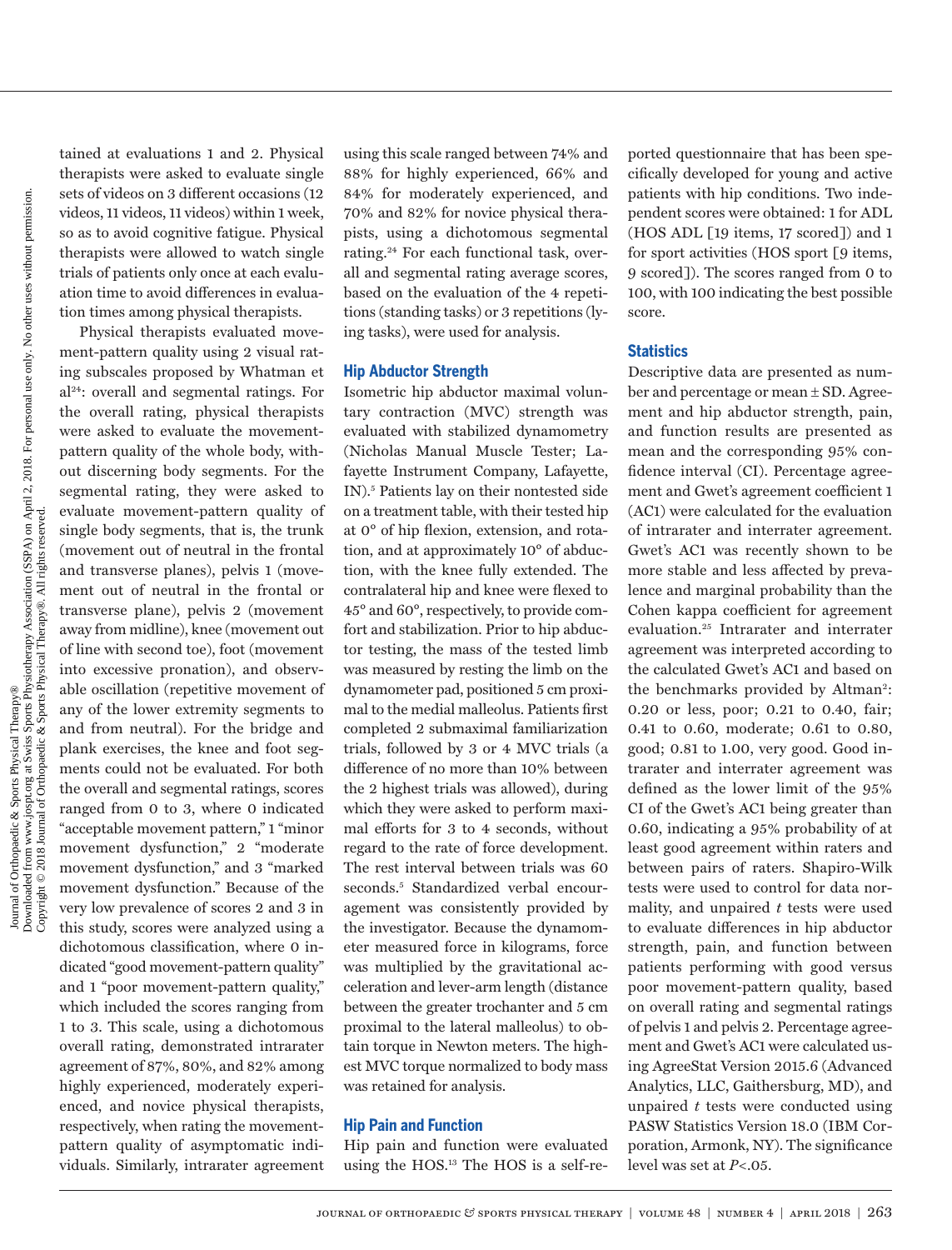tained at evaluations 1 and 2. Physical therapists were asked to evaluate single sets of videos on 3 different occasions (12 videos, 11 videos, 11 videos) within 1 week, so as to avoid cognitive fatigue. Physical therapists were allowed to watch single trials of patients only once at each evaluation time to avoid differences in evaluation times among physical therapists.

Physical therapists evaluated movement-pattern quality using 2 visual rating subscales proposed by Whatman et al[24]: overall and segmental ratings. For the overall rating, physical therapists were asked to evaluate the movement-pattern quality of the whole body, without discerning body segments. For the segmental rating, they were asked to evaluate movement-pattern quality of single body segments, that is, the trunk (movement out of neutral in the frontal and transverse planes), pelvis 1 (movement out of neutral in the frontal or transverse plane), pelvis 2 (movement away from midline), knee (movement out of line with second toe), foot (movement into excessive pronation), and observable oscillation (repetitive movement of any of the lower extremity segments to and from neutral). For the bridge and plank exercises, the knee and foot segments could not be evaluated. For both the overall and segmental ratings, scores ranged from 0 to 3, where 0 indicated "acceptable movement pattern," 1 "minor movement dysfunction," 2 "moderate movement dysfunction," and 3 "marked movement dysfunction." Because of the very low prevalence of scores 2 and 3 in this study, scores were analyzed using a dichotomous classification, where 0 indicated "good movement-pattern quality" and 1 "poor movement-pattern quality," which included the scores ranging from 1 to 3. This scale, using a dichotomous overall rating, demonstrated intrarater agreement of 87%, 80%, and 82% among highly experienced, moderately experienced, and novice physical therapists, respectively, when rating the movement-pattern quality of asymptomatic individuals. Similarly, intrarater agreement using this scale ranged between 74% and 88% for highly experienced, 66% and 84% for moderately experienced, and 70% and 82% for novice physical therapists, using a dichotomous segmental rating.[24] For each functional task, overall and segmental rating average scores, based on the evaluation of the 4 repetitions (standing tasks) or 3 repetitions (lying tasks), were used for analysis.

## Hip Abductor Strength

Isometric hip abductor maximal voluntary contraction (MVC) strength was evaluated with stabilized dynamometry (Nicholas Manual Muscle Tester; Lafayette Instrument Company, Lafayette, IN).[5] Patients lay on their nontested side on a treatment table, with their tested hip at 0° of hip flexion, extension, and rotation, and at approximately 10° of abduction, with the knee fully extended. The contralateral hip and knee were flexed to 45° and 60°, respectively, to provide comfort and stabilization. Prior to hip abductor testing, the mass of the tested limb was measured by resting the limb on the dynamometer pad, positioned 5 cm proximal to the medial malleolus. Patients first completed 2 submaximal familiarization trials, followed by 3 or 4 MVC trials (a difference of no more than 10% between the 2 highest trials was allowed), during which they were asked to perform maximal efforts for 3 to 4 seconds, without regard to the rate of force development. The rest interval between trials was 60 seconds.[5] Standardized verbal encouragement was consistently provided by the investigator. Because the dynamometer measured force in kilograms, force was multiplied by the gravitational acceleration and lever-arm length (distance between the greater trochanter and 5 cm proximal to the lateral malleolus) to obtain torque in Newton meters. The highest MVC torque normalized to body mass was retained for analysis.

## Hip Pain and Function

Hip pain and function were evaluated using the HOS.[13] The HOS is a self-reported questionnaire that has been specifically developed for young and active patients with hip conditions. Two independent scores were obtained: 1 for ADL (HOS ADL [19 items, 17 scored]) and 1 for sport activities (HOS sport [9 items, 9 scored]). The scores ranged from 0 to 100, with 100 indicating the best possible score.

## Statistics

Descriptive data are presented as number and percentage or mean ± SD. Agreement and hip abductor strength, pain, and function results are presented as mean and the corresponding 95% confidence interval (CI). Percentage agreement and Gwet's agreement coefficient 1 (AC1) were calculated for the evaluation of intrarater and interrater agreement. Gwet's AC1 was recently shown to be more stable and less affected by prevalence and marginal probability than the Cohen kappa coefficient for agreement evaluation.[25] Intrarater and interrater agreement was interpreted according to the calculated Gwet's AC1 and based on the benchmarks provided by Altman[2]: 0.20 or less, poor; 0.21 to 0.40, fair; 0.41 to 0.60, moderate; 0.61 to 0.80, good; 0.81 to 1.00, very good. Good intrarater and interrater agreement was defined as the lower limit of the 95% CI of the Gwet's AC1 being greater than 0.60, indicating a 95% probability of at least good agreement within raters and between pairs of raters. Shapiro-Wilk tests were used to control for data normality, and unpaired *t* tests were used to evaluate differences in hip abductor strength, pain, and function between patients performing with good versus poor movement-pattern quality, based on overall rating and segmental ratings of pelvis 1 and pelvis 2. Percentage agreement and Gwet's AC1 were calculated using AgreeStat Version 2015.6 (Advanced Analytics, LLC, Gaithersburg, MD), and unpaired *t* tests were conducted using PASW Statistics Version 18.0 (IBM Corporation, Armonk, NY). The significance level was set at $P<.05$.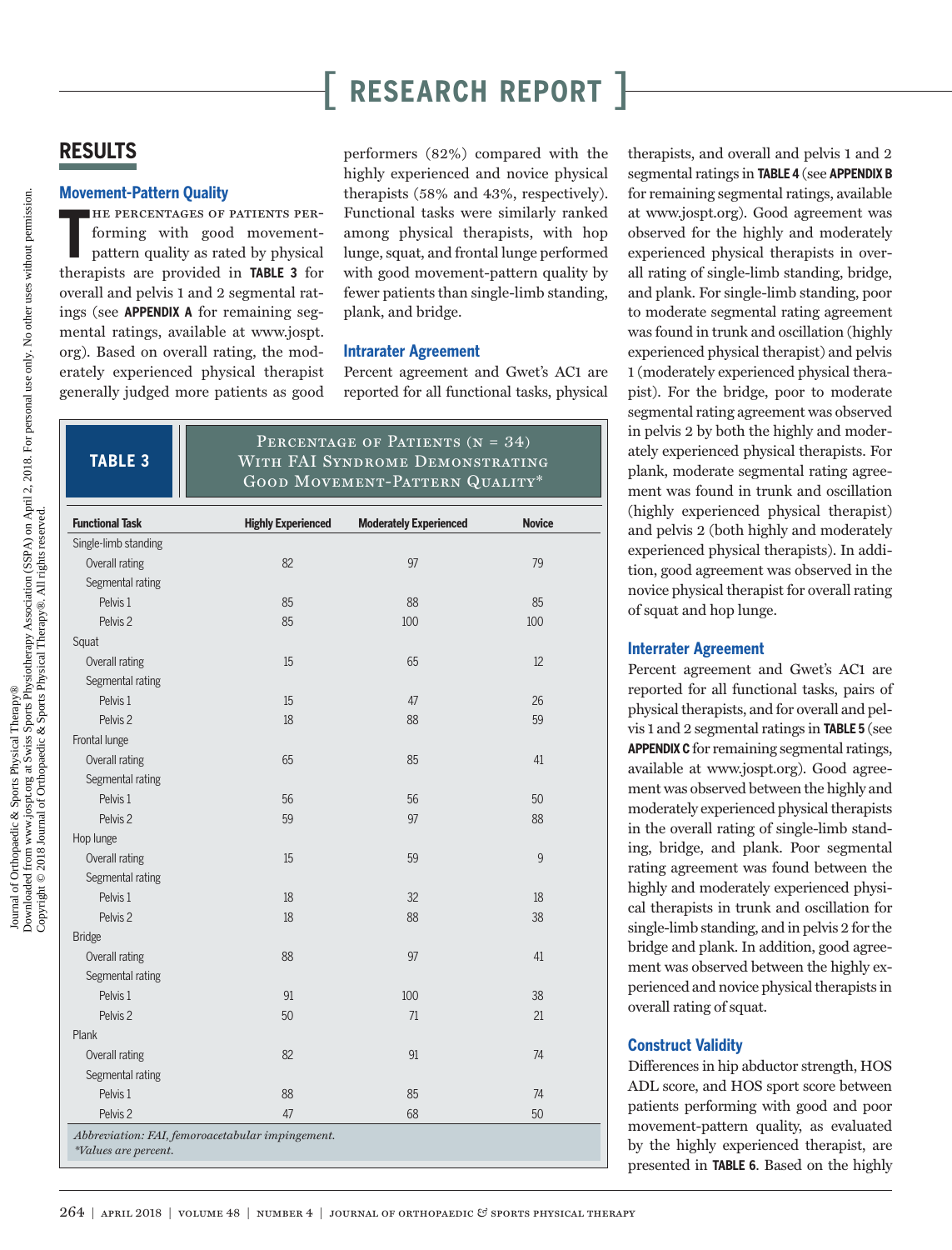## RESULTS

### Movement-Pattern Quality

The percentages of patients performing with good movement-pattern quality as rated by physical therapists are provided in **TABLE 3** for overall and pelvis 1 and 2 segmental ratings (see **APPENDIX A** for remaining segmental ratings, available at www.jospt.org). Based on overall rating, the moderately experienced physical therapist generally judged more patients as good performers (82%) compared with the highly experienced and novice physical therapists (58% and 43%, respectively). Functional tasks were similarly ranked among physical therapists, with hop lunge, squat, and frontal lunge performed with good movement-pattern quality by fewer patients than single-limb standing, plank, and bridge.

### Intrarater Agreement

Percent agreement and Gwet's AC1 are reported for all functional tasks, physical therapists, and overall and pelvis 1 and 2 segmental ratings in **TABLE 4** (see **APPENDIX B** for remaining segmental ratings, available at www.jospt.org). Good agreement was observed for the highly and moderately experienced physical therapists in overall rating of single-limb standing, bridge, and plank. For single-limb standing, poor to moderate segmental rating agreement was found in trunk and oscillation (highly experienced physical therapist) and pelvis 1 (moderately experienced physical therapist). For the bridge, poor to moderate segmental rating agreement was observed in pelvis 2 by both the highly and moderately experienced physical therapists. For plank, moderate segmental rating agreement was found in trunk and oscillation (highly experienced physical therapist) and pelvis 2 (both highly and moderately experienced physical therapists). In addition, good agreement was observed in the novice physical therapist for overall rating of squat and hop lunge.

### Interrater Agreement

Percent agreement and Gwet's AC1 are reported for all functional tasks, pairs of physical therapists, and for overall and pelvis 1 and 2 segmental ratings in **TABLE 5** (see **APPENDIX C** for remaining segmental ratings, available at www.jospt.org). Good agreement was observed between the highly and moderately experienced physical therapists in the overall rating of single-limb standing, bridge, and plank. Poor segmental rating agreement was found between the highly and moderately experienced physical therapists in trunk and oscillation for single-limb standing, and in pelvis 2 for the bridge and plank. In addition, good agreement was observed between the highly experienced and novice physical therapists in overall rating of squat.

### Construct Validity

Differences in hip abductor strength, HOS ADL score, and HOS sport score between patients performing with good and poor movement-pattern quality, as evaluated by the highly experienced therapist, are presented in **TABLE 6**. Based on the highly

**TABLE 3** Percentage of Patients (n = 34) With FAI Syndrome Demonstrating Good Movement-Pattern Quality*

| Functional Task | Highly Experienced | Moderately Experienced | Novice |
|---|---|---|---|
| Single-limb standing | | | |
| Overall rating | 82 | 97 | 79 |
| Segmental rating | | | |
| Pelvis 1 | 85 | 88 | 85 |
| Pelvis 2 | 85 | 100 | 100 |
| Squat | | | |
| Overall rating | 15 | 65 | 12 |
| Segmental rating | | | |
| Pelvis 1 | 15 | 47 | 26 |
| Pelvis 2 | 18 | 88 | 59 |
| Frontal lunge | | | |
| Overall rating | 65 | 85 | 41 |
| Segmental rating | | | |
| Pelvis 1 | 56 | 56 | 50 |
| Pelvis 2 | 59 | 97 | 88 |
| Hop lunge | | | |
| Overall rating | 15 | 59 | 9 |
| Segmental rating | | | |
| Pelvis 1 | 18 | 32 | 18 |
| Pelvis 2 | 18 | 88 | 38 |
| Bridge | | | |
| Overall rating | 88 | 97 | 41 |
| Segmental rating | | | |
| Pelvis 1 | 91 | 100 | 38 |
| Pelvis 2 | 50 | 71 | 21 |
| Plank | | | |
| Overall rating | 82 | 91 | 74 |
| Segmental rating | | | |
| Pelvis 1 | 88 | 85 | 74 |
| Pelvis 2 | 47 | 68 | 50 |

*Abbreviation: FAI, femoroacetabular impingement.*
*\*Values are percent.*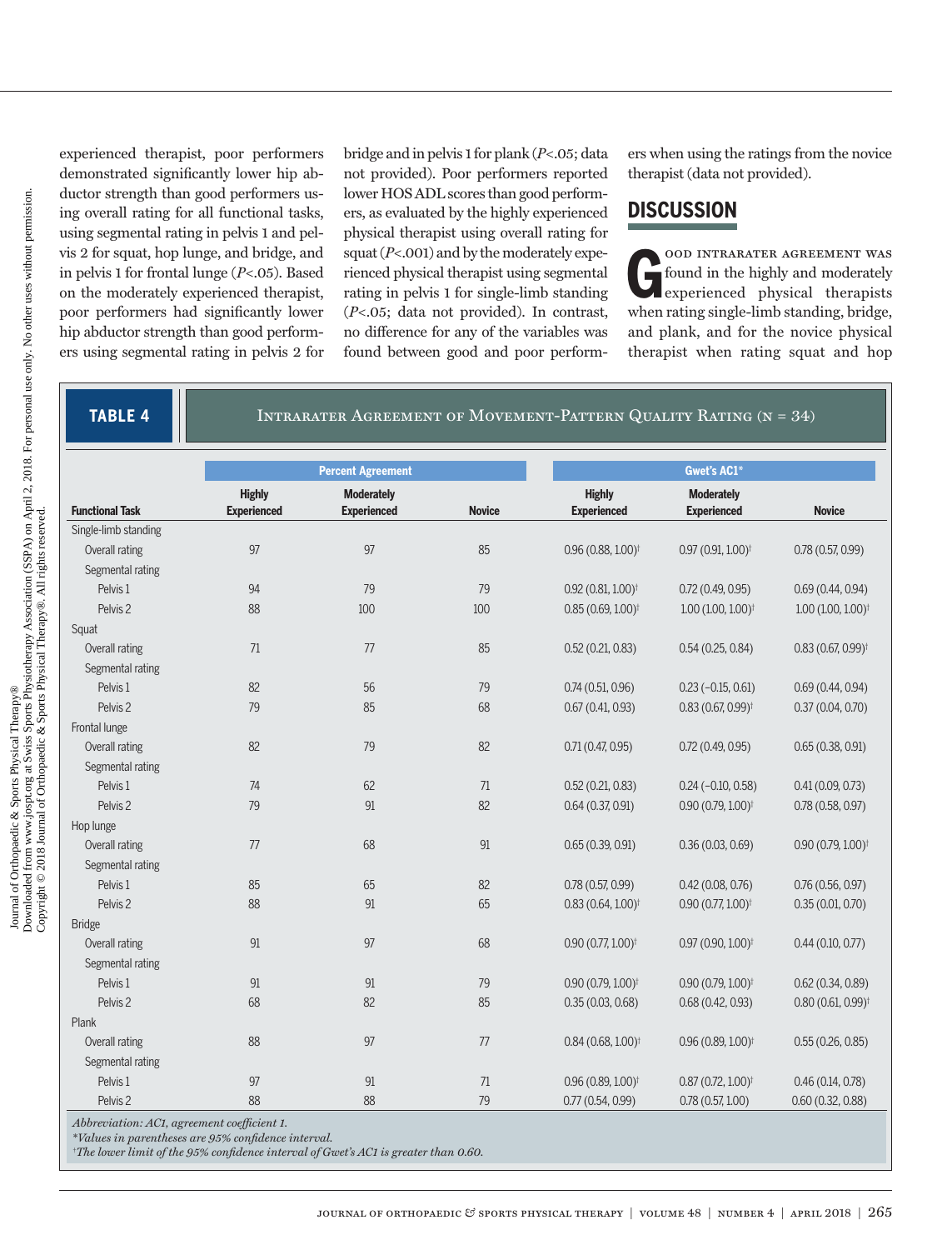experienced therapist, poor performers demonstrated significantly lower hip abductor strength than good performers using overall rating for all functional tasks, using segmental rating in pelvis 1 and pelvis 2 for squat, hop lunge, and bridge, and in pelvis 1 for frontal lunge ($P<.05$). Based on the moderately experienced therapist, poor performers had significantly lower hip abductor strength than good performers using segmental rating in pelvis 2 for bridge and in pelvis 1 for plank ($P<.05$; data not provided). Poor performers reported lower HOS ADL scores than good performers, as evaluated by the highly experienced physical therapist using overall rating for squat ($P<.001$) and by the moderately experienced physical therapist using segmental rating in pelvis 1 for single-limb standing ($P<.05$; data not provided). In contrast, no difference for any of the variables was found between good and poor performers when using the ratings from the novice therapist (data not provided).

## DISCUSSION

Good intrarater agreement was found in the highly and moderately experienced physical therapists when rating single-limb standing, bridge, and plank, and for the novice physical therapist when rating squat and hop

**TABLE 4** Intrarater Agreement of Movement-Pattern Quality Rating (n = 34)

| Functional Task | Percent Agreement | | | Gwet's AC1* | | |
|---|---|---|---|---|---|---|
| | Highly Experienced | Moderately Experienced | Novice | Highly Experienced | Moderately Experienced | Novice |
| Single-limb standing | | | | | | |
| Overall rating | 97 | 97 | 85 | 0.96 (0.88, 1.00)† | 0.97 (0.91, 1.00)† | 0.78 (0.57, 0.99) |
| Segmental rating | | | | | | |
| Pelvis 1 | 94 | 79 | 79 | 0.92 (0.81, 1.00)† | 0.72 (0.49, 0.95) | 0.69 (0.44, 0.94) |
| Pelvis 2 | 88 | 100 | 100 | 0.85 (0.69, 1.00)† | 1.00 (1.00, 1.00)† | 1.00 (1.00, 1.00)† |
| Squat | | | | | | |
| Overall rating | 71 | 77 | 85 | 0.52 (0.21, 0.83) | 0.54 (0.25, 0.84) | 0.83 (0.67, 0.99)† |
| Segmental rating | | | | | | |
| Pelvis 1 | 82 | 56 | 79 | 0.74 (0.51, 0.96) | 0.23 (−0.15, 0.61) | 0.69 (0.44, 0.94) |
| Pelvis 2 | 79 | 85 | 68 | 0.67 (0.41, 0.93) | 0.83 (0.67, 0.99)† | 0.37 (0.04, 0.70) |
| Frontal lunge | | | | | | |
| Overall rating | 82 | 79 | 82 | 0.71 (0.47, 0.95) | 0.72 (0.49, 0.95) | 0.65 (0.38, 0.91) |
| Segmental rating | | | | | | |
| Pelvis 1 | 74 | 62 | 71 | 0.52 (0.21, 0.83) | 0.24 (−0.10, 0.58) | 0.41 (0.09, 0.73) |
| Pelvis 2 | 79 | 91 | 82 | 0.64 (0.37, 0.91) | 0.90 (0.79, 1.00)† | 0.78 (0.58, 0.97) |
| Hop lunge | | | | | | |
| Overall rating | 77 | 68 | 91 | 0.65 (0.39, 0.91) | 0.36 (0.03, 0.69) | 0.90 (0.79, 1.00)† |
| Segmental rating | | | | | | |
| Pelvis 1 | 85 | 65 | 82 | 0.78 (0.57, 0.99) | 0.42 (0.08, 0.76) | 0.76 (0.56, 0.97) |
| Pelvis 2 | 88 | 91 | 65 | 0.83 (0.64, 1.00)† | 0.90 (0.77, 1.00)† | 0.35 (0.01, 0.70) |
| Bridge | | | | | | |
| Overall rating | 91 | 97 | 68 | 0.90 (0.77, 1.00)† | 0.97 (0.90, 1.00)† | 0.44 (0.10, 0.77) |
| Segmental rating | | | | | | |
| Pelvis 1 | 91 | 91 | 79 | 0.90 (0.79, 1.00)† | 0.90 (0.79, 1.00)† | 0.62 (0.34, 0.89) |
| Pelvis 2 | 68 | 82 | 85 | 0.35 (0.03, 0.68) | 0.68 (0.42, 0.93) | 0.80 (0.61, 0.99)† |
| Plank | | | | | | |
| Overall rating | 88 | 97 | 77 | 0.84 (0.68, 1.00)† | 0.96 (0.89, 1.00)† | 0.55 (0.26, 0.85) |
| Segmental rating | | | | | | |
| Pelvis 1 | 97 | 91 | 71 | 0.96 (0.89, 1.00)† | 0.87 (0.72, 1.00)† | 0.46 (0.14, 0.78) |
| Pelvis 2 | 88 | 88 | 79 | 0.77 (0.54, 0.99) | 0.78 (0.57, 1.00) | 0.60 (0.32, 0.88) |

*Abbreviation: AC1, agreement coefficient 1.*
*\*Values in parentheses are 95% confidence interval.*
*†The lower limit of the 95% confidence interval of Gwet's AC1 is greater than 0.60.*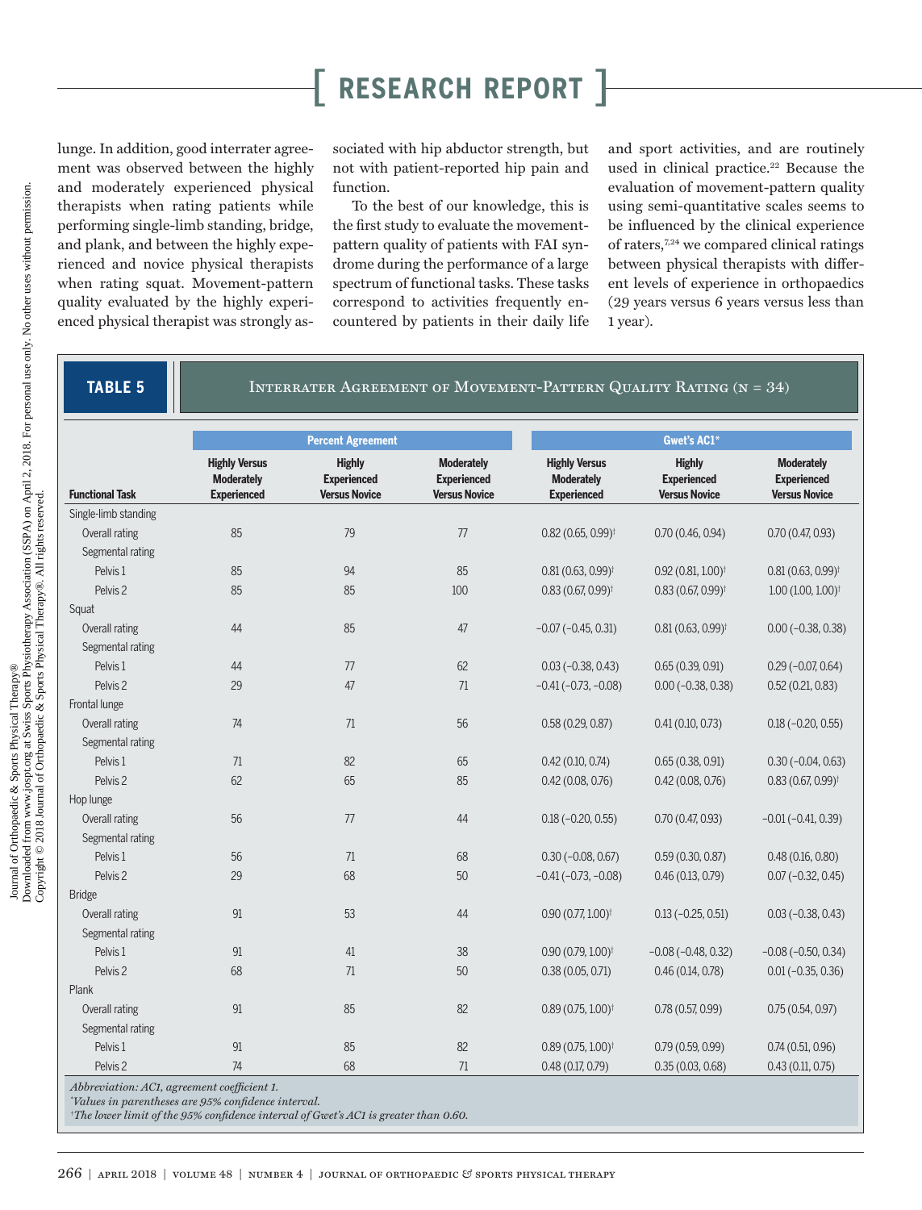lunge. In addition, good interrater agreement was observed between the highly and moderately experienced physical therapists when rating patients while performing single-limb standing, bridge, and plank, and between the highly experienced and novice physical therapists when rating squat. Movement-pattern quality evaluated by the highly experienced physical therapist was strongly associated with hip abductor strength, but not with patient-reported hip pain and function.

To the best of our knowledge, this is the first study to evaluate the movement-pattern quality of patients with FAI syndrome during the performance of a large spectrum of functional tasks. These tasks correspond to activities frequently encountered by patients in their daily life and sport activities, and are routinely used in clinical practice.[22] Because the evaluation of movement-pattern quality using semi-quantitative scales seems to be influenced by the clinical experience of raters,[7,24] we compared clinical ratings between physical therapists with different levels of experience in orthopaedics (29 years versus 6 years versus less than 1 year).

**TABLE 5** Interrater Agreement of Movement-Pattern Quality Rating (n = 34)

| | Percent Agreement | | | Gwet's AC1* | | |
|---|---|---|---|---|---|---|
| Functional Task | Highly Versus Moderately Experienced | Highly Experienced Versus Novice | Moderately Experienced Versus Novice | Highly Versus Moderately Experienced | Highly Experienced Versus Novice | Moderately Experienced Versus Novice |
| Single-limb standing | | | | | | |
| Overall rating | 85 | 79 | 77 | 0.82 (0.65, 0.99)† | 0.70 (0.46, 0.94) | 0.70 (0.47, 0.93) |
| Segmental rating | | | | | | |
| Pelvis 1 | 85 | 94 | 85 | 0.81 (0.63, 0.99)† | 0.92 (0.81, 1.00)† | 0.81 (0.63, 0.99)† |
| Pelvis 2 | 85 | 85 | 100 | 0.83 (0.67, 0.99)† | 0.83 (0.67, 0.99)† | 1.00 (1.00, 1.00)† |
| Squat | | | | | | |
| Overall rating | 44 | 85 | 47 | −0.07 (−0.45, 0.31) | 0.81 (0.63, 0.99)† | 0.00 (−0.38, 0.38) |
| Segmental rating | | | | | | |
| Pelvis 1 | 44 | 77 | 62 | 0.03 (−0.38, 0.43) | 0.65 (0.39, 0.91) | 0.29 (−0.07, 0.64) |
| Pelvis 2 | 29 | 47 | 71 | −0.41 (−0.73, −0.08) | 0.00 (−0.38, 0.38) | 0.52 (0.21, 0.83) |
| Frontal lunge | | | | | | |
| Overall rating | 74 | 71 | 56 | 0.58 (0.29, 0.87) | 0.41 (0.10, 0.73) | 0.18 (−0.20, 0.55) |
| Segmental rating | | | | | | |
| Pelvis 1 | 71 | 82 | 65 | 0.42 (0.10, 0.74) | 0.65 (0.38, 0.91) | 0.30 (−0.04, 0.63) |
| Pelvis 2 | 62 | 65 | 85 | 0.42 (0.08, 0.76) | 0.42 (0.08, 0.76) | 0.83 (0.67, 0.99)† |
| Hop lunge | | | | | | |
| Overall rating | 56 | 77 | 44 | 0.18 (−0.20, 0.55) | 0.70 (0.47, 0.93) | −0.01 (−0.41, 0.39) |
| Segmental rating | | | | | | |
| Pelvis 1 | 56 | 71 | 68 | 0.30 (−0.08, 0.67) | 0.59 (0.30, 0.87) | 0.48 (0.16, 0.80) |
| Pelvis 2 | 29 | 68 | 50 | −0.41 (−0.73, −0.08) | 0.46 (0.13, 0.79) | 0.07 (−0.32, 0.45) |
| Bridge | | | | | | |
| Overall rating | 91 | 53 | 44 | 0.90 (0.77, 1.00)† | 0.13 (−0.25, 0.51) | 0.03 (−0.38, 0.43) |
| Segmental rating | | | | | | |
| Pelvis 1 | 91 | 41 | 38 | 0.90 (0.79, 1.00)† | −0.08 (−0.48, 0.32) | −0.08 (−0.50, 0.34) |
| Pelvis 2 | 68 | 71 | 50 | 0.38 (0.05, 0.71) | 0.46 (0.14, 0.78) | 0.01 (−0.35, 0.36) |
| Plank | | | | | | |
| Overall rating | 91 | 85 | 82 | 0.89 (0.75, 1.00)† | 0.78 (0.57, 0.99) | 0.75 (0.54, 0.97) |
| Segmental rating | | | | | | |
| Pelvis 1 | 91 | 85 | 82 | 0.89 (0.75, 1.00)† | 0.79 (0.59, 0.99) | 0.74 (0.51, 0.96) |
| Pelvis 2 | 74 | 68 | 71 | 0.48 (0.17, 0.79) | 0.35 (0.03, 0.68) | 0.43 (0.11, 0.75) |

*Abbreviation: AC1, agreement coefficient 1.*
*\*Values in parentheses are 95% confidence interval.*
*†The lower limit of the 95% confidence interval of Gwet's AC1 is greater than 0.60.*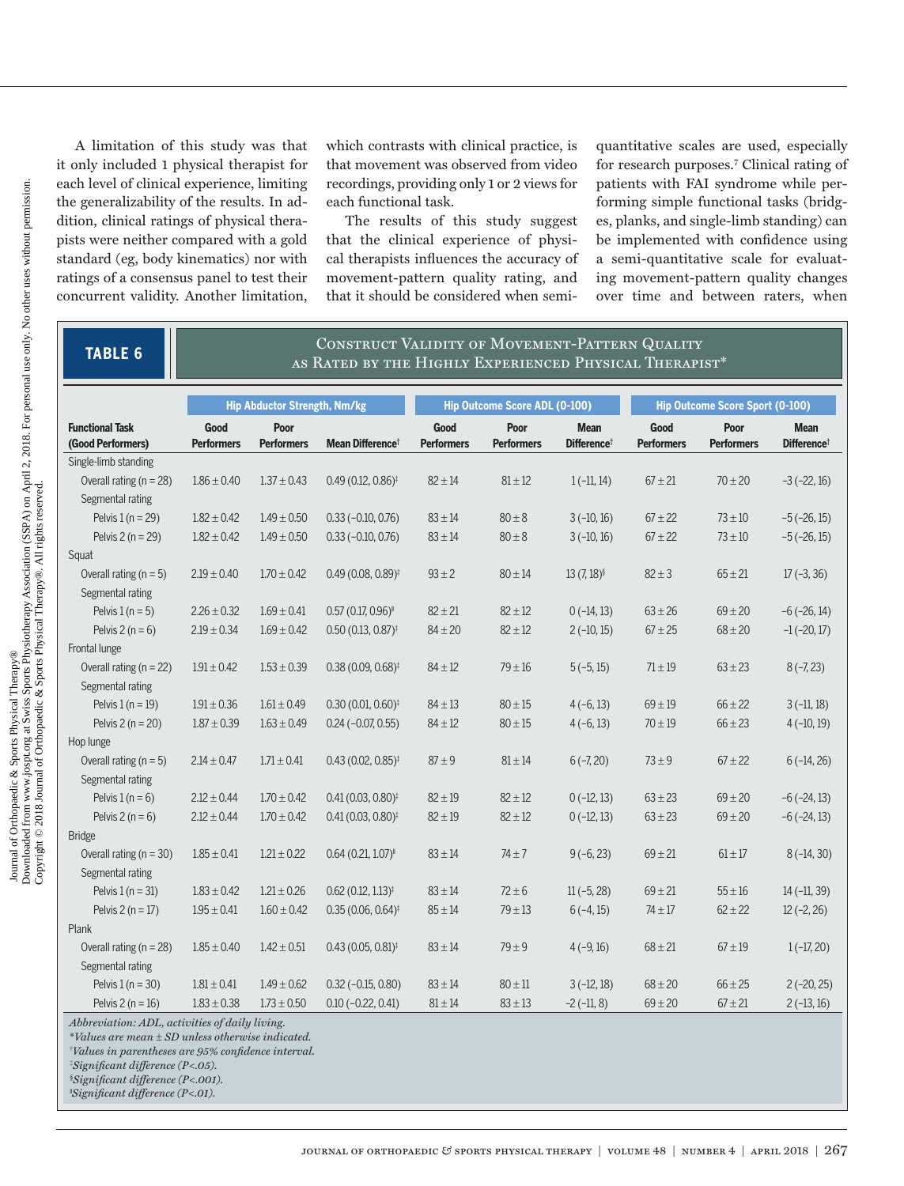A limitation of this study was that it only included 1 physical therapist for each level of clinical experience, limiting the generalizability of the results. In addition, clinical ratings of physical therapists were neither compared with a gold standard (eg, body kinematics) nor with ratings of a consensus panel to test their concurrent validity. Another limitation, which contrasts with clinical practice, is that movement was observed from video recordings, providing only 1 or 2 views for each functional task.

The results of this study suggest that the clinical experience of physical therapists influences the accuracy of movement-pattern quality rating, and that it should be considered when semi-quantitative scales are used, especially for research purposes.[7] Clinical rating of patients with FAI syndrome while performing simple functional tasks (bridges, planks, and single-limb standing) can be implemented with confidence using a semi-quantitative scale for evaluating movement-pattern quality changes over time and between raters, when

**TABLE 6** Construct Validity of Movement-Pattern Quality as Rated by the Highly Experienced Physical Therapist*

| Functional Task (Good Performers) | Hip Abductor Strength, Nm/kg | | | Hip Outcome Score ADL (0-100) | | | Hip Outcome Score Sport (0-100) | | |
|---|---|---|---|---|---|---|---|---|---|
| | Good Performers | Poor Performers | Mean Difference† | Good Performers | Poor Performers | Mean Difference† | Good Performers | Poor Performers | Mean Difference† |
| Single-limb standing | | | | | | | | | |
| Overall rating (n = 28) | 1.86 ± 0.40 | 1.37 ± 0.43 | 0.49 (0.12, 0.86)‡ | 82 ± 14 | 81 ± 12 | 1 (−11, 14) | 67 ± 21 | 70 ± 20 | −3 (−22, 16) |
| Segmental rating | | | | | | | | | |
| Pelvis 1 (n = 29) | 1.82 ± 0.42 | 1.49 ± 0.50 | 0.33 (−0.10, 0.76) | 83 ± 14 | 80 ± 8 | 3 (−10, 16) | 67 ± 22 | 73 ± 10 | −5 (−26, 15) |
| Pelvis 2 (n = 29) | 1.82 ± 0.42 | 1.49 ± 0.50 | 0.33 (−0.10, 0.76) | 83 ± 14 | 80 ± 8 | 3 (−10, 16) | 67 ± 22 | 73 ± 10 | −5 (−26, 15) |
| Squat | | | | | | | | | |
| Overall rating (n = 5) | 2.19 ± 0.40 | 1.70 ± 0.42 | 0.49 (0.08, 0.89)‡ | 93 ± 2 | 80 ± 14 | 13 (7, 18)§ | 82 ± 3 | 65 ± 21 | 17 (−3, 36) |
| Segmental rating | | | | | | | | | |
| Pelvis 1 (n = 5) | 2.26 ± 0.32 | 1.69 ± 0.41 | 0.57 (0.17, 0.96)‖ | 82 ± 21 | 82 ± 12 | 0 (−14, 13) | 63 ± 26 | 69 ± 20 | −6 (−26, 14) |
| Pelvis 2 (n = 6) | 2.19 ± 0.34 | 1.69 ± 0.42 | 0.50 (0.13, 0.87)‡ | 84 ± 20 | 82 ± 12 | 2 (−10, 15) | 67 ± 25 | 68 ± 20 | −1 (−20, 17) |
| Frontal lunge | | | | | | | | | |
| Overall rating (n = 22) | 1.91 ± 0.42 | 1.53 ± 0.39 | 0.38 (0.09, 0.68)‡ | 84 ± 12 | 79 ± 16 | 5 (−5, 15) | 71 ± 19 | 63 ± 23 | 8 (−7, 23) |
| Segmental rating | | | | | | | | | |
| Pelvis 1 (n = 19) | 1.91 ± 0.36 | 1.61 ± 0.49 | 0.30 (0.01, 0.60)‡ | 84 ± 13 | 80 ± 15 | 4 (−6, 13) | 69 ± 19 | 66 ± 22 | 3 (−11, 18) |
| Pelvis 2 (n = 20) | 1.87 ± 0.39 | 1.63 ± 0.49 | 0.24 (−0.07, 0.55) | 84 ± 12 | 80 ± 15 | 4 (−6, 13) | 70 ± 19 | 66 ± 23 | 4 (−10, 19) |
| Hop lunge | | | | | | | | | |
| Overall rating (n = 5) | 2.14 ± 0.47 | 1.71 ± 0.41 | 0.43 (0.02, 0.85)‡ | 87 ± 9 | 81 ± 14 | 6 (−7, 20) | 73 ± 9 | 67 ± 22 | 6 (−14, 26) |
| Segmental rating | | | | | | | | | |
| Pelvis 1 (n = 6) | 2.12 ± 0.44 | 1.70 ± 0.42 | 0.41 (0.03, 0.80)‡ | 82 ± 19 | 82 ± 12 | 0 (−12, 13) | 63 ± 23 | 69 ± 20 | −6 (−24, 13) |
| Pelvis 2 (n = 6) | 2.12 ± 0.44 | 1.70 ± 0.42 | 0.41 (0.03, 0.80)‡ | 82 ± 19 | 82 ± 12 | 0 (−12, 13) | 63 ± 23 | 69 ± 20 | −6 (−24, 13) |
| Bridge | | | | | | | | | |
| Overall rating (n = 30) | 1.85 ± 0.41 | 1.21 ± 0.22 | 0.64 (0.21, 1.07)‖ | 83 ± 14 | 74 ± 7 | 9 (−6, 23) | 69 ± 21 | 61 ± 17 | 8 (−14, 30) |
| Segmental rating | | | | | | | | | |
| Pelvis 1 (n = 31) | 1.83 ± 0.42 | 1.21 ± 0.26 | 0.62 (0.12, 1.13)‡ | 83 ± 14 | 72 ± 6 | 11 (−5, 28) | 69 ± 21 | 55 ± 16 | 14 (−11, 39) |
| Pelvis 2 (n = 17) | 1.95 ± 0.41 | 1.60 ± 0.42 | 0.35 (0.06, 0.64)‡ | 85 ± 14 | 79 ± 13 | 6 (−4, 15) | 74 ± 17 | 62 ± 22 | 12 (−2, 26) |
| Plank | | | | | | | | | |
| Overall rating (n = 28) | 1.85 ± 0.40 | 1.42 ± 0.51 | 0.43 (0.05, 0.81)‡ | 83 ± 14 | 79 ± 9 | 4 (−9, 16) | 68 ± 21 | 67 ± 19 | 1 (−17, 20) |
| Segmental rating | | | | | | | | | |
| Pelvis 1 (n = 30) | 1.81 ± 0.41 | 1.49 ± 0.62 | 0.32 (−0.15, 0.80) | 83 ± 14 | 80 ± 11 | 3 (−12, 18) | 68 ± 20 | 66 ± 25 | 2 (−20, 25) |
| Pelvis 2 (n = 16) | 1.83 ± 0.38 | 1.73 ± 0.50 | 0.10 (−0.22, 0.41) | 81 ± 14 | 83 ± 13 | −2 (−11, 8) | 69 ± 20 | 67 ± 21 | 2 (−13, 16) |

*Abbreviation: ADL, activities of daily living.*
*\*Values are mean ± SD unless otherwise indicated.*
*†Values in parentheses are 95% confidence interval.*
*‡Significant difference ($P<.05$).*
*§Significant difference ($P<.001$).*
*‖Significant difference ($P<.01$).*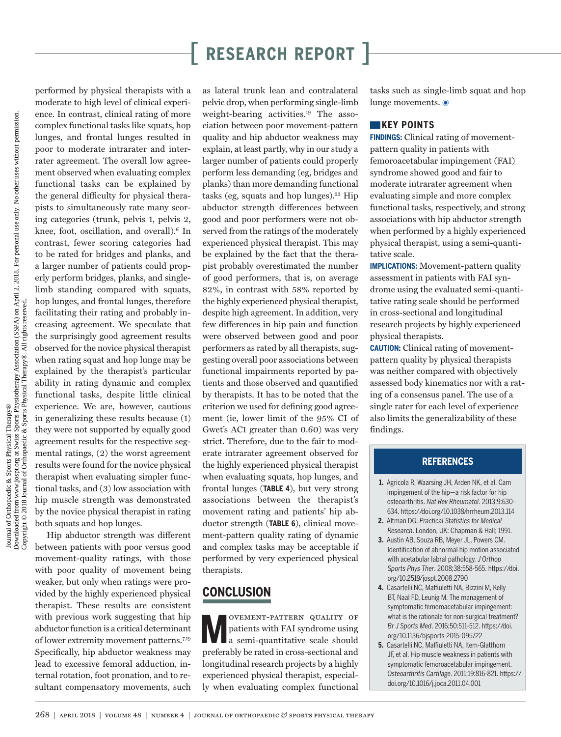performed by physical therapists with a moderate to high level of clinical experience. In contrast, clinical rating of more complex functional tasks like squats, hop lunges, and frontal lunges resulted in poor to moderate intrarater and interrater agreement. The overall low agreement observed when evaluating complex functional tasks can be explained by the general difficulty for physical therapists to simultaneously rate many scoring categories (trunk, pelvis 1, pelvis 2, knee, foot, oscillation, and overall).[6] In contrast, fewer scoring categories had to be rated for bridges and planks, and a larger number of patients could properly perform bridges, planks, and single-limb standing compared with squats, hop lunges, and frontal lunges, therefore facilitating their rating and probably increasing agreement. We speculate that the surprisingly good agreement results observed for the novice physical therapist when rating squat and hop lunge may be explained by the therapist's particular ability in rating dynamic and complex functional tasks, despite little clinical experience. We are, however, cautious in generalizing these results because (1) they were not supported by equally good agreement results for the respective segmental ratings, (2) the worst agreement results were found for the novice physical therapist when evaluating simpler functional tasks, and (3) low association with hip muscle strength was demonstrated by the novice physical therapist in rating both squats and hop lunges.

Hip abductor strength was different between patients with poor versus good movement-quality ratings, with those with poor quality of movement being weaker, but only when ratings were provided by the highly experienced physical therapist. These results are consistent with previous work suggesting that hip abductor function is a critical determinant of lower extremity movement patterns.[7,19] Specifically, hip abductor weakness may lead to excessive femoral adduction, internal rotation, foot pronation, and to resultant compensatory movements, such as lateral trunk lean and contralateral pelvic drop, when performing single-limb weight-bearing activities.[19] The association between poor movement-pattern quality and hip abductor weakness may explain, at least partly, why in our study a larger number of patients could properly perform less demanding (eg, bridges and planks) than more demanding functional tasks (eg, squats and hop lunges).[22] Hip abductor strength differences between good and poor performers were not observed from the ratings of the moderately experienced physical therapist. This may be explained by the fact that the therapist probably overestimated the number of good performers, that is, on average 82%, in contrast with 58% reported by the highly experienced physical therapist, despite high agreement. In addition, very few differences in hip pain and function were observed between good and poor performers as rated by all therapists, suggesting overall poor associations between functional impairments reported by patients and those observed and quantified by therapists. It has to be noted that the criterion we used for defining good agreement (ie, lower limit of the 95% CI of Gwet's AC1 greater than 0.60) was very strict. Therefore, due to the fair to moderate intrarater agreement observed for the highly experienced physical therapist when evaluating squats, hop lunges, and frontal lunges (**TABLE 4**), but very strong associations between the therapist's movement rating and patients' hip abductor strength (**TABLE 6**), clinical movement-pattern quality rating of dynamic and complex tasks may be acceptable if performed by very experienced physical therapists.

## CONCLUSION

Movement-pattern quality of patients with FAI syndrome using a semi-quantitative scale should preferably be rated in cross-sectional and longitudinal research projects by a highly experienced physical therapist, especially when evaluating complex functional tasks such as single-limb squat and hop lunge movements. ◉

## KEY POINTS

**FINDINGS:** Clinical rating of movement-pattern quality in patients with femoroacetabular impingement (FAI) syndrome showed good and fair to moderate intrarater agreement when evaluating simple and more complex functional tasks, respectively, and strong associations with hip abductor strength when performed by a highly experienced physical therapist, using a semi-quantitative scale.

**IMPLICATIONS:** Movement-pattern quality assessment in patients with FAI syndrome using the evaluated semi-quantitative rating scale should be performed in cross-sectional and longitudinal research projects by highly experienced physical therapists.

**CAUTION:** Clinical rating of movement-pattern quality by physical therapists was neither compared with objectively assessed body kinematics nor with a rating of a consensus panel. The use of a single rater for each level of experience also limits the generalizability of these findings.

## REFERENCES

1. Agricola R, Waarsing JH, Arden NK, et al. Cam impingement of the hip—a risk factor for hip osteoarthritis. *Nat Rev Rheumatol*. 2013;9:630-634. https://doi.org/10.1038/nrrheum.2013.114
2. Altman DG. *Practical Statistics for Medical Research*. London, UK: Chapman & Hall; 1991.
3. Austin AB, Souza RB, Meyer JL, Powers CM. Identification of abnormal hip motion associated with acetabular labral pathology. *J Orthop Sports Phys Ther*. 2008;38:558-565. https://doi.org/10.2519/jospt.2008.2790
4. Casartelli NC, Maffiuletti NA, Bizzini M, Kelly BT, Naal FD, Leunig M. The management of symptomatic femoroacetabular impingement: what is the rationale for non-surgical treatment? *Br J Sports Med*. 2016;50:511-512. https://doi.org/10.1136/bjsports-2015-095722
5. Casartelli NC, Maffiuletti NA, Item-Glatthorn JF, et al. Hip muscle weakness in patients with symptomatic femoroacetabular impingement. *Osteoarthritis Cartilage*. 2011;19:816-821. https://doi.org/10.1016/j.joca.2011.04.001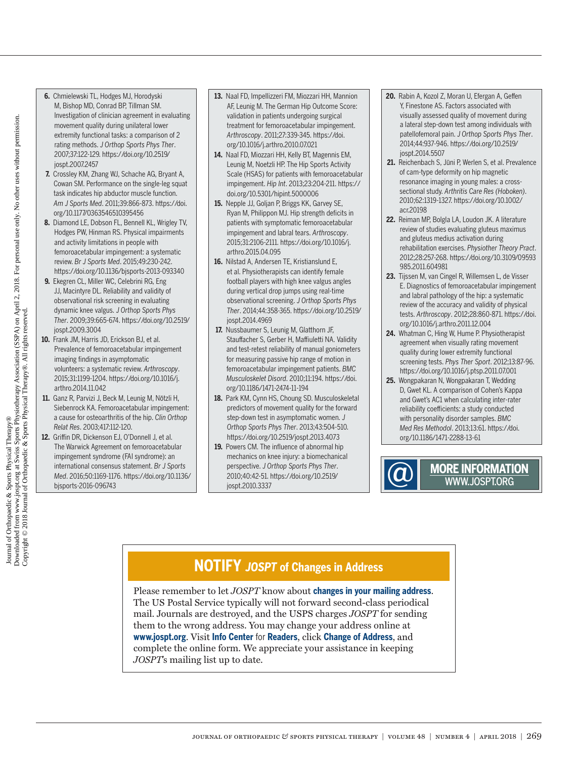6. Chmielewski TL, Hodges MJ, Horodyski M, Bishop MD, Conrad BP, Tillman SM. Investigation of clinician agreement in evaluating movement quality during unilateral lower extremity functional tasks: a comparison of 2 rating methods. *J Orthop Sports Phys Ther*. 2007;37:122-129. https://doi.org/10.2519/jospt.2007.2457
7. Crossley KM, Zhang WJ, Schache AG, Bryant A, Cowan SM. Performance on the single-leg squat task indicates hip abductor muscle function. *Am J Sports Med*. 2011;39:866-873. https://doi.org/10.1177/0363546510395456
8. Diamond LE, Dobson FL, Bennell KL, Wrigley TV, Hodges PW, Hinman RS. Physical impairments and activity limitations in people with femoroacetabular impingement: a systematic review. *Br J Sports Med*. 2015;49:230-242. https://doi.org/10.1136/bjsports-2013-093340
9. Ekegren CL, Miller WC, Celebrini RG, Eng JJ, Macintyre DL. Reliability and validity of observational risk screening in evaluating dynamic knee valgus. *J Orthop Sports Phys Ther*. 2009;39:665-674. https://doi.org/10.2519/jospt.2009.3004
10. Frank JM, Harris JD, Erickson BJ, et al. Prevalence of femoroacetabular impingement imaging findings in asymptomatic volunteers: a systematic review. *Arthroscopy*. 2015;31:1199-1204. https://doi.org/10.1016/j.arthro.2014.11.042
11. Ganz R, Parvizi J, Beck M, Leunig M, Nötzli H, Siebenrock KA. Femoroacetabular impingement: a cause for osteoarthritis of the hip. *Clin Orthop Relat Res*. 2003;417:112-120.
12. Griffin DR, Dickenson EJ, O'Donnell J, et al. The Warwick Agreement on femoroacetabular impingement syndrome (FAI syndrome): an international consensus statement. *Br J Sports Med*. 2016;50:1169-1176. https://doi.org/10.1136/bjsports-2016-096743
13. Naal FD, Impellizzeri FM, Miozzari HH, Mannion AF, Leunig M. The German Hip Outcome Score: validation in patients undergoing surgical treatment for femoroacetabular impingement. *Arthroscopy*. 2011;27:339-345. https://doi.org/10.1016/j.arthro.2010.07.021
14. Naal FD, Miozzari HH, Kelly BT, Magennis EM, Leunig M, Noetzli HP. The Hip Sports Activity Scale (HSAS) for patients with femoroacetabular impingement. *Hip Int*. 2013;23:204-211. https://doi.org/10.5301/hipint.5000006
15. Nepple JJ, Goljan P, Briggs KK, Garvey SE, Ryan M, Philippon MJ. Hip strength deficits in patients with symptomatic femoroacetabular impingement and labral tears. *Arthroscopy*. 2015;31:2106-2111. https://doi.org/10.1016/j.arthro.2015.04.095
16. Nilstad A, Andersen TE, Kristianslund E, et al. Physiotherapists can identify female football players with high knee valgus angles during vertical drop jumps using real-time observational screening. *J Orthop Sports Phys Ther*. 2014;44:358-365. https://doi.org/10.2519/jospt.2014.4969
17. Nussbaumer S, Leunig M, Glatthorn JF, Stauffacher S, Gerber H, Maffiuletti NA. Validity and test-retest reliability of manual goniometers for measuring passive hip range of motion in femoroacetabular impingement patients. *BMC Musculoskelet Disord*. 2010;11:194. https://doi.org/10.1186/1471-2474-11-194
18. Park KM, Cynn HS, Choung SD. Musculoskeletal predictors of movement quality for the forward step-down test in asymptomatic women. *J Orthop Sports Phys Ther*. 2013;43:504-510. https://doi.org/10.2519/jospt.2013.4073
19. Powers CM. The influence of abnormal hip mechanics on knee injury: a biomechanical perspective. *J Orthop Sports Phys Ther*. 2010;40:42-51. https://doi.org/10.2519/jospt.2010.3337
20. Rabin A, Kozol Z, Moran U, Efergan A, Geffen Y, Finestone AS. Factors associated with visually assessed quality of movement during a lateral step-down test among individuals with patellofemoral pain. *J Orthop Sports Phys Ther*. 2014;44:937-946. https://doi.org/10.2519/jospt.2014.5507
21. Reichenbach S, Jüni P, Werlen S, et al. Prevalence of cam-type deformity on hip magnetic resonance imaging in young males: a cross-sectional study. *Arthritis Care Res (Hoboken)*. 2010;62:1319-1327. https://doi.org/10.1002/acr.20198
22. Reiman MP, Bolgla LA, Loudon JK. A literature review of studies evaluating gluteus maximus and gluteus medius activation during rehabilitation exercises. *Physiother Theory Pract*. 2012;28:257-268. https://doi.org/10.3109/09593985.2011.604981
23. Tijssen M, van Cingel R, Willemsen L, de Visser E. Diagnostics of femoroacetabular impingement and labral pathology of the hip: a systematic review of the accuracy and validity of physical tests. *Arthroscopy*. 2012;28:860-871. https://doi.org/10.1016/j.arthro.2011.12.004
24. Whatman C, Hing W, Hume P. Physiotherapist agreement when visually rating movement quality during lower extremity functional screening tests. *Phys Ther Sport*. 2012;13:87-96. https://doi.org/10.1016/j.ptsp.2011.07.001
25. Wongpakaran N, Wongpakaran T, Wedding D, Gwet KL. A comparison of Cohen's Kappa and Gwet's AC1 when calculating inter-rater reliability coefficients: a study conducted with personality disorder samples. *BMC Med Res Methodol*. 2013;13:61. https://doi.org/10.1186/1471-2288-13-61

**MORE INFORMATION**
WWW.JOSPT.ORG

## NOTIFY *JOSPT* of Changes in Address

Please remember to let *JOSPT* know about **changes in your mailing address**. The US Postal Service typically will not forward second-class periodical mail. Journals are destroyed, and the USPS charges *JOSPT* for sending them to the wrong address. You may change your address online at **www.jospt.org**. Visit **Info Center** for **Readers**, click **Change of Address**, and complete the online form. We appreciate your assistance in keeping *JOSPT*'s mailing list up to date.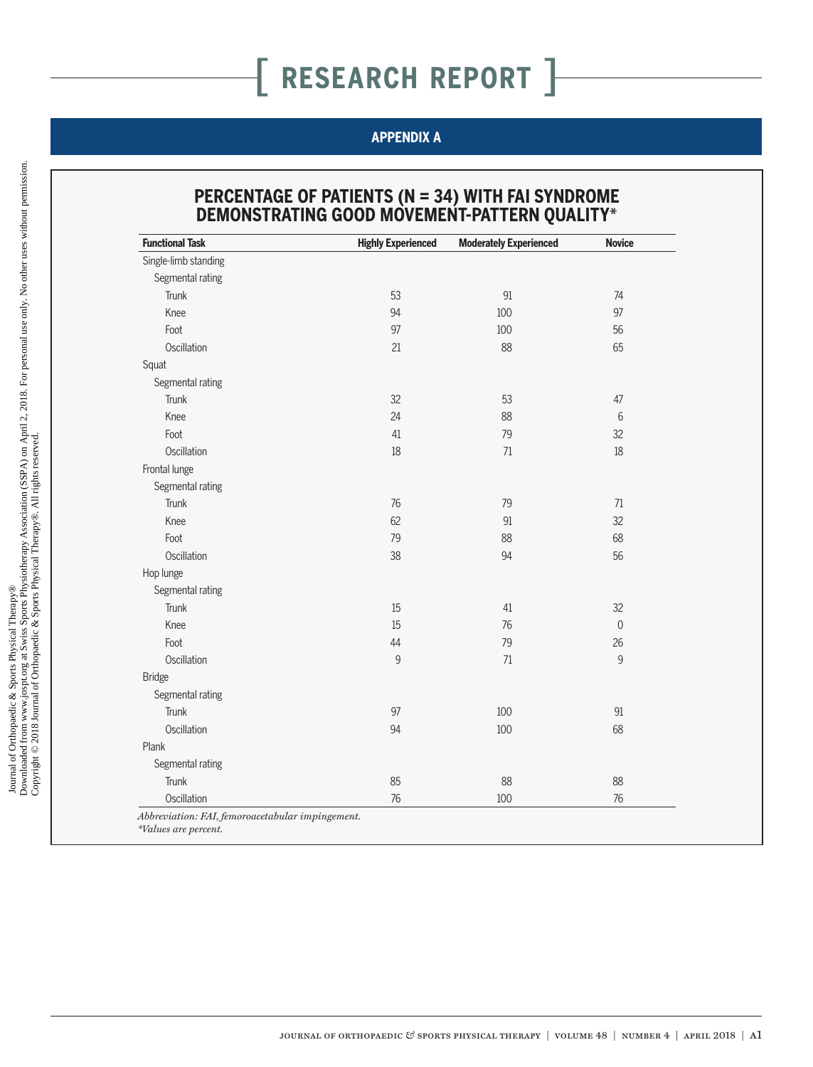## APPENDIX A

### PERCENTAGE OF PATIENTS (N = 34) WITH FAI SYNDROME DEMONSTRATING GOOD MOVEMENT-PATTERN QUALITY*

| Functional Task | Highly Experienced | Moderately Experienced | Novice |
|---|---|---|---|
| Single-limb standing | | | |
| Segmental rating | | | |
| Trunk | 53 | 91 | 74 |
| Knee | 94 | 100 | 97 |
| Foot | 97 | 100 | 56 |
| Oscillation | 21 | 88 | 65 |
| Squat | | | |
| Segmental rating | | | |
| Trunk | 32 | 53 | 47 |
| Knee | 24 | 88 | 6 |
| Foot | 41 | 79 | 32 |
| Oscillation | 18 | 71 | 18 |
| Frontal lunge | | | |
| Segmental rating | | | |
| Trunk | 76 | 79 | 71 |
| Knee | 62 | 91 | 32 |
| Foot | 79 | 88 | 68 |
| Oscillation | 38 | 94 | 56 |
| Hop lunge | | | |
| Segmental rating | | | |
| Trunk | 15 | 41 | 32 |
| Knee | 15 | 76 | 0 |
| Foot | 44 | 79 | 26 |
| Oscillation | 9 | 71 | 9 |
| Bridge | | | |
| Segmental rating | | | |
| Trunk | 97 | 100 | 91 |
| Oscillation | 94 | 100 | 68 |
| Plank | | | |
| Segmental rating | | | |
| Trunk | 85 | 88 | 88 |
| Oscillation | 76 | 100 | 76 |

*Abbreviation: FAI, femoroacetabular impingement.*
*\*Values are percent.*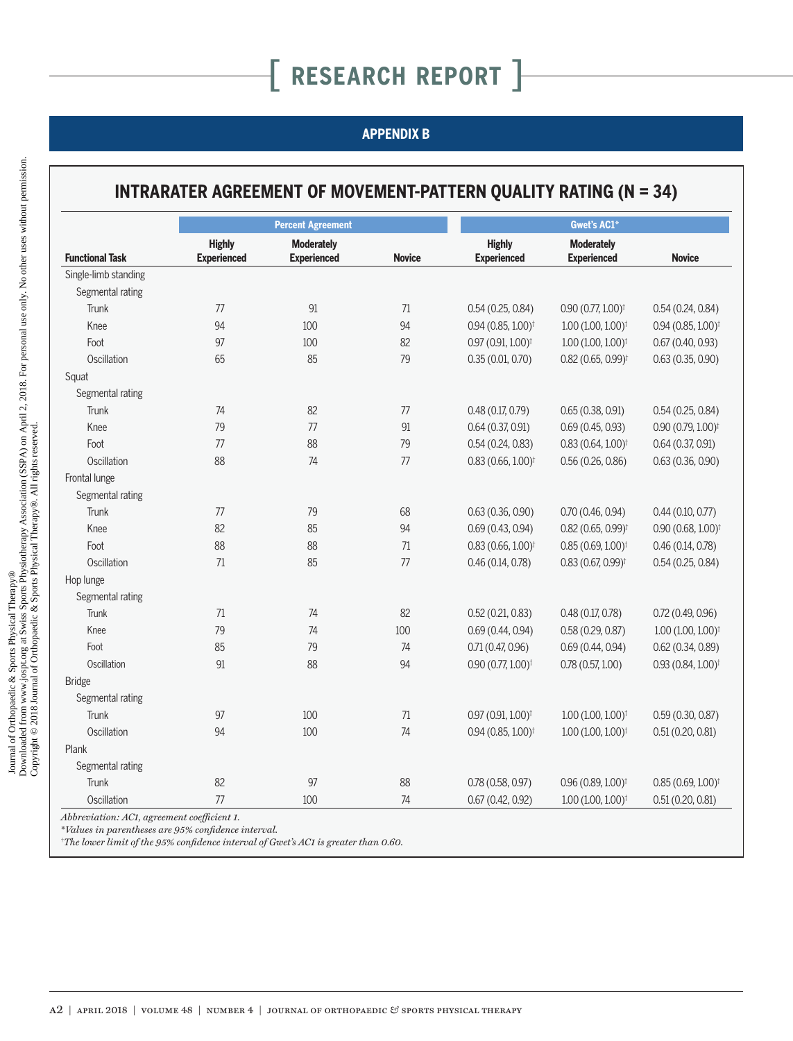## APPENDIX B

### INTRARATER AGREEMENT OF MOVEMENT-PATTERN QUALITY RATING (N = 34)

| | Percent Agreement | | | Gwet's AC1* | | |
|---|---|---|---|---|---|---|
| **Functional Task** | **Highly Experienced** | **Moderately Experienced** | **Novice** | **Highly Experienced** | **Moderately Experienced** | **Novice** |
| Single-limb standing | | | | | | |
| Segmental rating | | | | | | |
| Trunk | 77 | 91 | 71 | 0.54 (0.25, 0.84) | 0.90 (0.77, 1.00)† | 0.54 (0.24, 0.84) |
| Knee | 94 | 100 | 94 | 0.94 (0.85, 1.00)† | 1.00 (1.00, 1.00)† | 0.94 (0.85, 1.00)† |
| Foot | 97 | 100 | 82 | 0.97 (0.91, 1.00)† | 1.00 (1.00, 1.00)† | 0.67 (0.40, 0.93) |
| Oscillation | 65 | 85 | 79 | 0.35 (0.01, 0.70) | 0.82 (0.65, 0.99)† | 0.63 (0.35, 0.90) |
| Squat | | | | | | |
| Segmental rating | | | | | | |
| Trunk | 74 | 82 | 77 | 0.48 (0.17, 0.79) | 0.65 (0.38, 0.91) | 0.54 (0.25, 0.84) |
| Knee | 79 | 77 | 91 | 0.64 (0.37, 0.91) | 0.69 (0.45, 0.93) | 0.90 (0.79, 1.00)† |
| Foot | 77 | 88 | 79 | 0.54 (0.24, 0.83) | 0.83 (0.64, 1.00)† | 0.64 (0.37, 0.91) |
| Oscillation | 88 | 74 | 77 | 0.83 (0.66, 1.00)† | 0.56 (0.26, 0.86) | 0.63 (0.36, 0.90) |
| Frontal lunge | | | | | | |
| Segmental rating | | | | | | |
| Trunk | 77 | 79 | 68 | 0.63 (0.36, 0.90) | 0.70 (0.46, 0.94) | 0.44 (0.10, 0.77) |
| Knee | 82 | 85 | 94 | 0.69 (0.43, 0.94) | 0.82 (0.65, 0.99)† | 0.90 (0.68, 1.00)† |
| Foot | 88 | 88 | 71 | 0.83 (0.66, 1.00)† | 0.85 (0.69, 1.00)† | 0.46 (0.14, 0.78) |
| Oscillation | 71 | 85 | 77 | 0.46 (0.14, 0.78) | 0.83 (0.67, 0.99)† | 0.54 (0.25, 0.84) |
| Hop lunge | | | | | | |
| Segmental rating | | | | | | |
| Trunk | 71 | 74 | 82 | 0.52 (0.21, 0.83) | 0.48 (0.17, 0.78) | 0.72 (0.49, 0.96) |
| Knee | 79 | 74 | 100 | 0.69 (0.44, 0.94) | 0.58 (0.29, 0.87) | 1.00 (1.00, 1.00)† |
| Foot | 85 | 79 | 74 | 0.71 (0.47, 0.96) | 0.69 (0.44, 0.94) | 0.62 (0.34, 0.89) |
| Oscillation | 91 | 88 | 94 | 0.90 (0.77, 1.00)† | 0.78 (0.57, 1.00) | 0.93 (0.84, 1.00)† |
| Bridge | | | | | | |
| Segmental rating | | | | | | |
| Trunk | 97 | 100 | 71 | 0.97 (0.91, 1.00)† | 1.00 (1.00, 1.00)† | 0.59 (0.30, 0.87) |
| Oscillation | 94 | 100 | 74 | 0.94 (0.85, 1.00)† | 1.00 (1.00, 1.00)† | 0.51 (0.20, 0.81) |
| Plank | | | | | | |
| Segmental rating | | | | | | |
| Trunk | 82 | 97 | 88 | 0.78 (0.58, 0.97) | 0.96 (0.89, 1.00)† | 0.85 (0.69, 1.00)† |
| Oscillation | 77 | 100 | 74 | 0.67 (0.42, 0.92) | 1.00 (1.00, 1.00)† | 0.51 (0.20, 0.81) |

*Abbreviation: AC1, agreement coefficient 1.*
*\*Values in parentheses are 95% confidence interval.*
*†The lower limit of the 95% confidence interval of Gwet's AC1 is greater than 0.60.*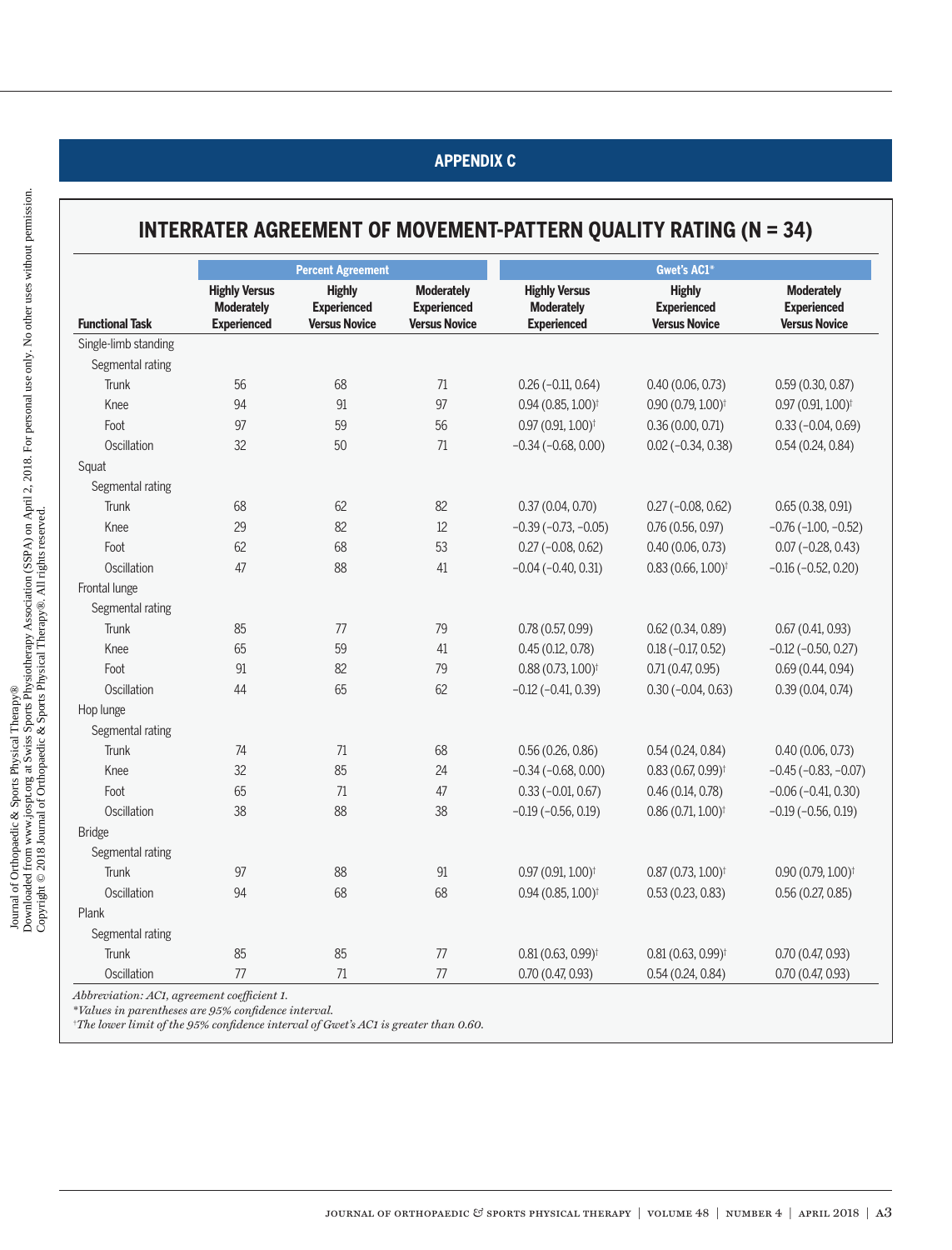## APPENDIX C

# INTERRATER AGREEMENT OF MOVEMENT-PATTERN QUALITY RATING (N = 34)

| Functional Task | Percent Agreement | | | Gwet's AC1* | | |
|---|---|---|---|---|---|---|
| | Highly Versus Moderately Experienced | Highly Experienced Versus Novice | Moderately Experienced Versus Novice | Highly Versus Moderately Experienced | Highly Experienced Versus Novice | Moderately Experienced Versus Novice |
| Single-limb standing | | | | | | |
| Segmental rating | | | | | | |
| Trunk | 56 | 68 | 71 | 0.26 (−0.11, 0.64) | 0.40 (0.06, 0.73) | 0.59 (0.30, 0.87) |
| Knee | 94 | 91 | 97 | 0.94 (0.85, 1.00)† | 0.90 (0.79, 1.00)† | 0.97 (0.91, 1.00)† |
| Foot | 97 | 59 | 56 | 0.97 (0.91, 1.00)† | 0.36 (0.00, 0.71) | 0.33 (−0.04, 0.69) |
| Oscillation | 32 | 50 | 71 | −0.34 (−0.68, 0.00) | 0.02 (−0.34, 0.38) | 0.54 (0.24, 0.84) |
| Squat | | | | | | |
| Segmental rating | | | | | | |
| Trunk | 68 | 62 | 82 | 0.37 (0.04, 0.70) | 0.27 (−0.08, 0.62) | 0.65 (0.38, 0.91) |
| Knee | 29 | 82 | 12 | −0.39 (−0.73, −0.05) | 0.76 (0.56, 0.97) | −0.76 (−1.00, −0.52) |
| Foot | 62 | 68 | 53 | 0.27 (−0.08, 0.62) | 0.40 (0.06, 0.73) | 0.07 (−0.28, 0.43) |
| Oscillation | 47 | 88 | 41 | −0.04 (−0.40, 0.31) | 0.83 (0.66, 1.00)† | −0.16 (−0.52, 0.20) |
| Frontal lunge | | | | | | |
| Segmental rating | | | | | | |
| Trunk | 85 | 77 | 79 | 0.78 (0.57, 0.99) | 0.62 (0.34, 0.89) | 0.67 (0.41, 0.93) |
| Knee | 65 | 59 | 41 | 0.45 (0.12, 0.78) | 0.18 (−0.17, 0.52) | −0.12 (−0.50, 0.27) |
| Foot | 91 | 82 | 79 | 0.88 (0.73, 1.00)† | 0.71 (0.47, 0.95) | 0.69 (0.44, 0.94) |
| Oscillation | 44 | 65 | 62 | −0.12 (−0.41, 0.39) | 0.30 (−0.04, 0.63) | 0.39 (0.04, 0.74) |
| Hop lunge | | | | | | |
| Segmental rating | | | | | | |
| Trunk | 74 | 71 | 68 | 0.56 (0.26, 0.86) | 0.54 (0.24, 0.84) | 0.40 (0.06, 0.73) |
| Knee | 32 | 85 | 24 | −0.34 (−0.68, 0.00) | 0.83 (0.67, 0.99)† | −0.45 (−0.83, −0.07) |
| Foot | 65 | 71 | 47 | 0.33 (−0.01, 0.67) | 0.46 (0.14, 0.78) | −0.06 (−0.41, 0.30) |
| Oscillation | 38 | 88 | 38 | −0.19 (−0.56, 0.19) | 0.86 (0.71, 1.00)† | −0.19 (−0.56, 0.19) |
| Bridge | | | | | | |
| Segmental rating | | | | | | |
| Trunk | 97 | 88 | 91 | 0.97 (0.91, 1.00)† | 0.87 (0.73, 1.00)† | 0.90 (0.79, 1.00)† |
| Oscillation | 94 | 68 | 68 | 0.94 (0.85, 1.00)† | 0.53 (0.23, 0.83) | 0.56 (0.27, 0.85) |
| Plank | | | | | | |
| Segmental rating | | | | | | |
| Trunk | 85 | 85 | 77 | 0.81 (0.63, 0.99)† | 0.81 (0.63, 0.99)† | 0.70 (0.47, 0.93) |
| Oscillation | 77 | 71 | 77 | 0.70 (0.47, 0.93) | 0.54 (0.24, 0.84) | 0.70 (0.47, 0.93) |

*Abbreviation: AC1, agreement coefficient 1.*
*\*Values in parentheses are 95% confidence interval.*
*†The lower limit of the 95% confidence interval of Gwet's AC1 is greater than 0.60.*